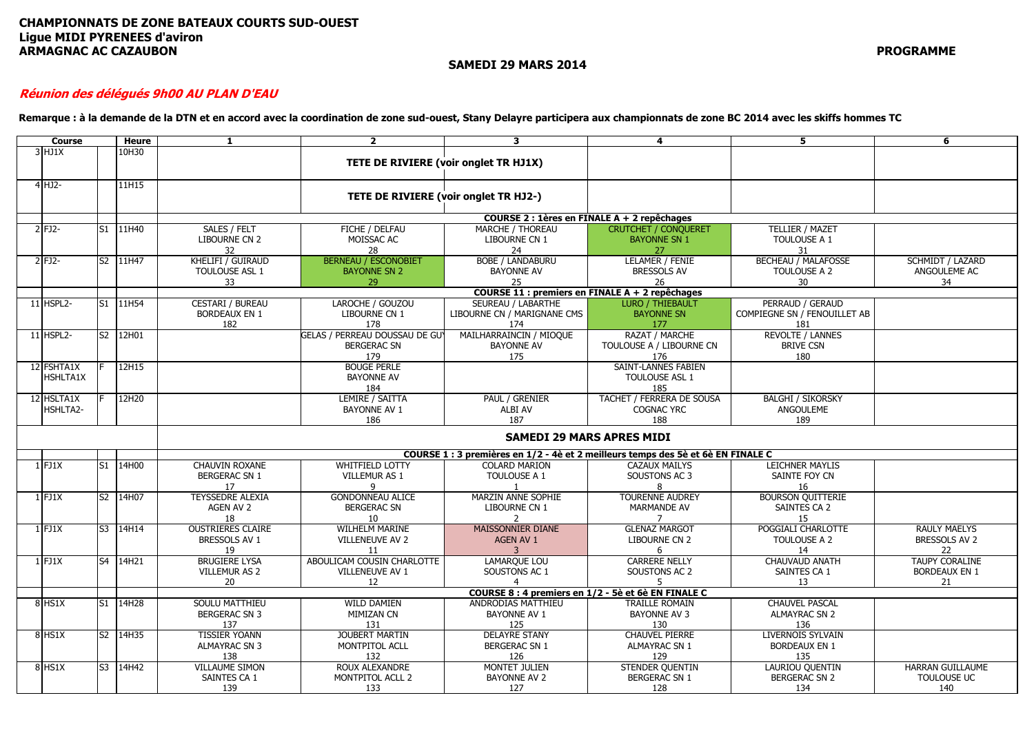**CHAMPIONNATS DE ZONE BATEAUX COURTS SUD-OUEST**
**Ligue MIDI PYRENEES d'aviron**
**ARMAGNAC AC CAZAUBON**

**PROGRAMME**

**SAMEDI 29 MARS 2014**

***Réunion des délégués 9h00 AU PLAN D'EAU***

**Remarque : à la demande de la DTN et en accord avec la coordination de zone sud-ouest, Stany Delayre participera aux championnats de zone BC 2014 avec les skiffs hommes TC**

| Course | | | Heure | 1 | 2 | 3 | 4 | 5 | 6 |
|---|---|---|---|---|---|---|---|---|---|
| 3 | HJ1X | | 10H30 | TETE DE RIVIERE (voir onglet TR HJ1X) | | | | | |
| 4 | HJ2- | | 11H15 | TETE DE RIVIERE (voir onglet TR HJ2-) | | | | | |
| | | | | **COURSE 2 : 1ères en FINALE A + 2 repêchages** | | | | | |
| 2 | FJ2- | S1 | 11H40 | SALES / FELT<br>LIBOURNE CN 2<br>32 | FICHE / DELFAU<br>MOISSAC AC<br>28 | MARCHE / THOREAU<br>LIBOURNE CN 1<br>24 | CRUTCHET / CONQUERET<br>BAYONNE SN 1<br>27 | TELLIER / MAZET<br>TOULOUSE A 1<br>31 | |
| 2 | FJ2- | S2 | 11H47 | KHELIFI / GUIRAUD<br>TOULOUSE ASL 1<br>33 | BERNEAU / ESCONOBIET<br>BAYONNE SN 2<br>29 | BOBE / LANDABURU<br>BAYONNE AV<br>25 | LELAMER / FENIE<br>BRESSOLS AV<br>26 | BECHEAU / MALAFOSSE<br>TOULOUSE A 2<br>30 | SCHMIDT / LAZARD<br>ANGOULEME AC<br>34 |
| | | | | **COURSE 11 : premiers en FINALE A + 2 repêchages** | | | | | |
| 11 | HSPL2- | S1 | 11H54 | CESTARI / BUREAU<br>BORDEAUX EN 1<br>182 | LAROCHE / GOUZOU<br>LIBOURNE CN 1<br>178 | SEUREAU / LABARTHE<br>LIBOURNE CN / MARIGNANE CMS<br>174 | LURO / THIEBAULT<br>BAYONNE SN<br>177 | PERRAUD / GERAUD<br>COMPIEGNE SN / FENOUILLET AB<br>181 | |
| 11 | HSPL2- | S2 | 12H01 | | GELAS / PERREAU DOUSSAU DE GU<br>BERGERAC SN<br>179 | MAILHARRAINCIN / MIOQUE<br>BAYONNE AV<br>175 | RAZAT / MARCHE<br>TOULOUSE A / LIBOURNE CN<br>176 | REVOLTE / LANNES<br>BRIVE CSN<br>180 | |
| 12 | FSHTA1X<br>HSHLTA1X | F | 12H15 | | BOUGE PERLE<br>BAYONNE AV<br>184 | | SAINT-LANNES FABIEN<br>TOULOUSE ASL 1<br>185 | | |
| 12 | HSLTA1X<br>HSHLTA2- | F | 12H20 | | LEMIRE / SAITTA<br>BAYONNE AV 1<br>186 | PAUL / GRENIER<br>ALBI AV<br>187 | TACHET / FERRERA DE SOUSA<br>COGNAC YRC<br>188 | BALGHI / SIKORSKY<br>ANGOULEME<br>189 | |
| | | | | **SAMEDI 29 MARS APRES MIDI** | | | | | |
| | | | | **COURSE 1 : 3 premières en 1/2 - 4è et 2 meilleurs temps des 5è et 6è EN FINALE C** | | | | | |
| 1 | FJ1X | S1 | 14H00 | CHAUVIN ROXANE<br>BERGERAC SN 1<br>17 | WHITFIELD LOTTY<br>VILLEMUR AS 1<br>9 | COLARD MARION<br>TOULOUSE A 1<br>1 | CAZAUX MAILYS<br>SOUSTONS AC 3<br>8 | LEICHNER MAYLIS<br>SAINTE FOY CN<br>16 | |
| 1 | FJ1X | S2 | 14H07 | TEYSSEDRE ALEXIA<br>AGEN AV 2<br>18 | GONDONNEAU ALICE<br>BERGERAC SN<br>10 | MARZIN ANNE SOPHIE<br>LIBOURNE CN 1<br>2 | TOURENNE AUDREY<br>MARMANDE AV<br>7 | BOURSON QUITTERIE<br>SAINTES CA 2<br>15 | |
| 1 | FJ1X | S3 | 14H14 | OUSTRIERES CLAIRE<br>BRESSOLS AV 1<br>19 | WILHELM MARINE<br>VILLENEUVE AV 2<br>11 | MAISSONNIER DIANE<br>AGEN AV 1<br>3 | GLENAZ MARGOT<br>LIBOURNE CN 2<br>6 | POGGIALI CHARLOTTE<br>TOULOUSE A 2<br>14 | RAULY MAELYS<br>BRESSOLS AV 2<br>22 |
| 1 | FJ1X | S4 | 14H21 | BRUGIERE LYSA<br>VILLEMUR AS 2<br>20 | ABOULICAM COUSIN CHARLOTTE<br>VILLENEUVE AV 1<br>12 | LAMARQUE LOU<br>SOUSTONS AC 1<br>4 | CARRERE NELLY<br>SOUSTONS AC 2<br>5 | CHAUVAUD ANATH<br>SAINTES CA 1<br>13 | TAUPY CORALINE<br>BORDEAUX EN 1<br>21 |
| | | | | **COURSE 8 : 4 premiers en 1/2 - 5è et 6è EN FINALE C** | | | | | |
| 8 | HS1X | S1 | 14H28 | SOULU MATTHIEU<br>BERGERAC SN 3<br>137 | WILD DAMIEN<br>MIMIZAN CN<br>131 | ANDRODIAS MATTHIEU<br>BAYONNE AV 1<br>125 | TRAILLE ROMAIN<br>BAYONNE AV 3<br>130 | CHAUVEL PASCAL<br>ALMAYRAC SN 2<br>136 | |
| 8 | HS1X | S2 | 14H35 | TISSIER YOANN<br>ALMAYRAC SN 3<br>138 | JOUBERT MARTIN<br>MONTPITOL ACLL<br>132 | DELAYRE STANY<br>BERGERAC SN 1<br>126 | CHAUVEL PIERRE<br>ALMAYRAC SN 1<br>129 | LIVERNOIS SYLVAIN<br>BORDEAUX EN 1<br>135 | |
| 8 | HS1X | S3 | 14H42 | VILLAUME SIMON<br>SAINTES CA 1<br>139 | ROUX ALEXANDRE<br>MONTPITOL ACLL 2<br>133 | MONTET JULIEN<br>BAYONNE AV 2<br>127 | STENDER QUENTIN<br>BERGERAC SN 1<br>128 | LAURIOU QUENTIN<br>BERGERAC SN 2<br>134 | HARRAN GUILLAUME<br>TOULOUSE UC<br>140 |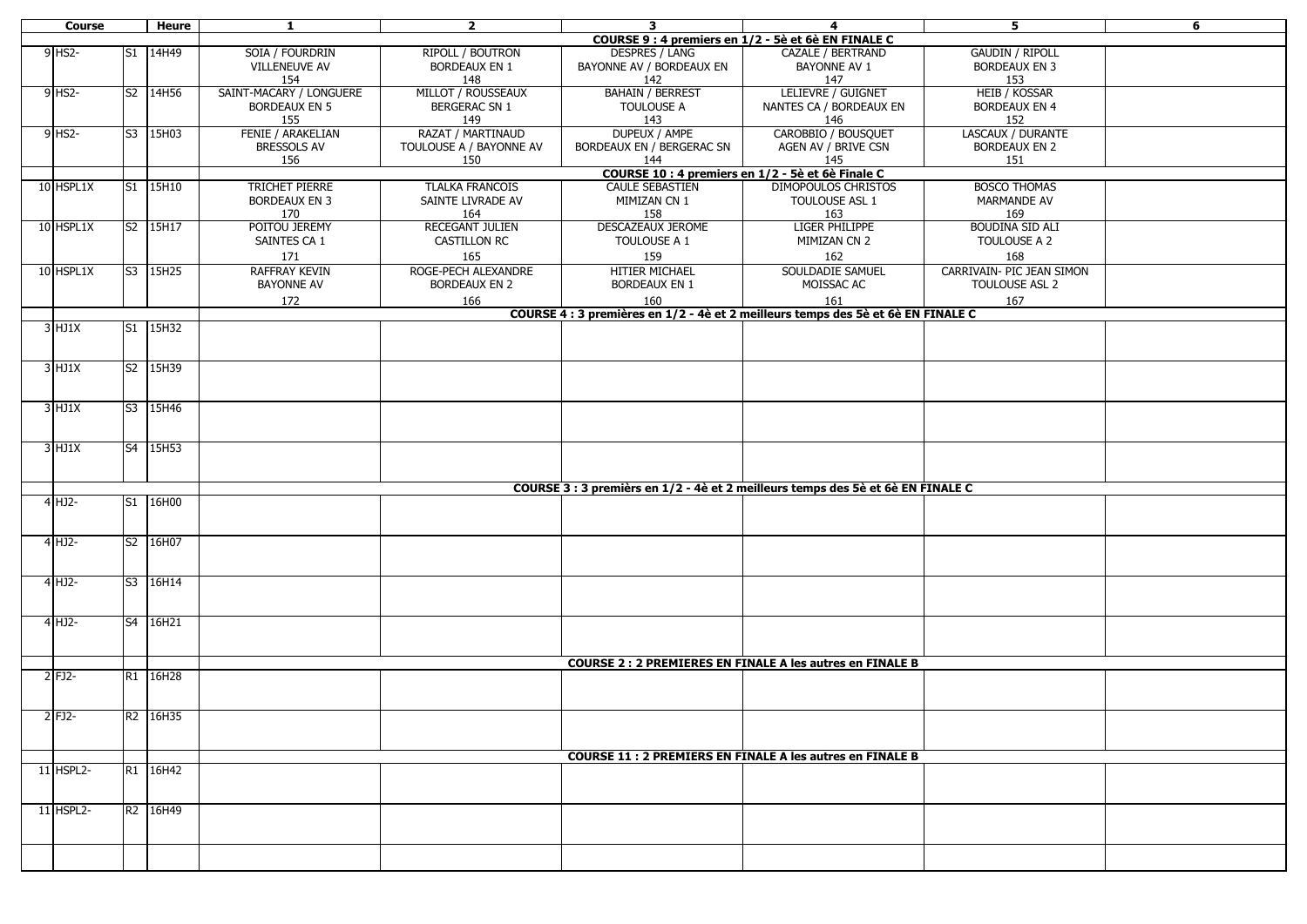| Course | | | Heure | 1 | 2 | 3 | 4 | 5 | 6 |
|---|---|---|---|---|---|---|---|---|---|
| | | | | | | COURSE 9 : 4 premiers en 1/2 - 5è et 6è EN FINALE C | | | |
| 9 | HS2- | S1 | 14H49 | SOIA / FOURDRIN<br>VILLENEUVE AV<br>154 | RIPOLL / BOUTRON<br>BORDEAUX EN 1<br>148 | DESPRES / LANG<br>BAYONNE AV / BORDEAUX EN<br>142 | CAZALE / BERTRAND<br>BAYONNE AV 1<br>147 | GAUDIN / RIPOLL<br>BORDEAUX EN 3<br>153 | |
| 9 | HS2- | S2 | 14H56 | SAINT-MACARY / LONGUERE<br>BORDEAUX EN 5<br>155 | MILLOT / ROUSSEAUX<br>BERGERAC SN 1<br>149 | BAHAIN / BERREST<br>TOULOUSE A<br>143 | LELIEVRE / GUIGNET<br>NANTES CA / BORDEAUX EN<br>146 | HEIB / KOSSAR<br>BORDEAUX EN 4<br>152 | |
| 9 | HS2- | S3 | 15H03 | FENIE / ARAKELIAN<br>BRESSOLS AV<br>156 | RAZAT / MARTINAUD<br>TOULOUSE A / BAYONNE AV<br>150 | DUPEUX / AMPE<br>BORDEAUX EN / BERGERAC SN<br>144 | CAROBBIO / BOUSQUET<br>AGEN AV / BRIVE CSN<br>145 | LASCAUX / DURANTE<br>BORDEAUX EN 2<br>151 | |
| | | | | | | COURSE 10 : 4 premiers en 1/2 - 5è et 6è Finale C | | | |
| 10 | HSPL1X | S1 | 15H10 | TRICHET PIERRE<br>BORDEAUX EN 3<br>170 | TLALKA FRANCOIS<br>SAINTE LIVRADE AV<br>164 | CAULE SEBASTIEN<br>MIMIZAN CN 1<br>158 | DIMOPOULOS CHRISTOS<br>TOULOUSE ASL 1<br>163 | BOSCO THOMAS<br>MARMANDE AV<br>169 | |
| 10 | HSPL1X | S2 | 15H17 | POITOU JEREMY<br>SAINTES CA 1<br>171 | RECEGANT JULIEN<br>CASTILLON RC<br>165 | DESCAZEAUX JEROME<br>TOULOUSE A 1<br>159 | LIGER PHILIPPE<br>MIMIZAN CN 2<br>162 | BOUDINA SID ALI<br>TOULOUSE A 2<br>168 | |
| 10 | HSPL1X | S3 | 15H25 | RAFFRAY KEVIN<br>BAYONNE AV<br>172 | ROGE-PECH ALEXANDRE<br>BORDEAUX EN 2<br>166 | HITIER MICHAEL<br>BORDEAUX EN 1<br>160 | SOULDADIE SAMUEL<br>MOISSAC AC<br>161 | CARRIVAIN- PIC JEAN SIMON<br>TOULOUSE ASL 2<br>167 | |
| | | | | | | COURSE 4 : 3 premières en 1/2 - 4è et 2 meilleurs temps des 5è et 6è EN FINALE C | | | |
| 3 | HJ1X | S1 | 15H32 | | | | | | |
| 3 | HJ1X | S2 | 15H39 | | | | | | |
| 3 | HJ1X | S3 | 15H46 | | | | | | |
| 3 | HJ1X | S4 | 15H53 | | | | | | |
| | | | | | | COURSE 3 : 3 premièrs en 1/2 - 4è et 2 meilleurs temps des 5è et 6è EN FINALE C | | | |
| 4 | HJ2- | S1 | 16H00 | | | | | | |
| 4 | HJ2- | S2 | 16H07 | | | | | | |
| 4 | HJ2- | S3 | 16H14 | | | | | | |
| 4 | HJ2- | S4 | 16H21 | | | | | | |
| | | | | | | COURSE 2 : 2 PREMIERES EN FINALE A les autres en FINALE B | | | |
| 2 | FJ2- | R1 | 16H28 | | | | | | |
| 2 | FJ2- | R2 | 16H35 | | | | | | |
| | | | | | | COURSE 11 : 2 PREMIERS EN FINALE A les autres en FINALE B | | | |
| 11 | HSPL2- | R1 | 16H42 | | | | | | |
| 11 | HSPL2- | R2 | 16H49 | | | | | | |
| | | | | | | | | | |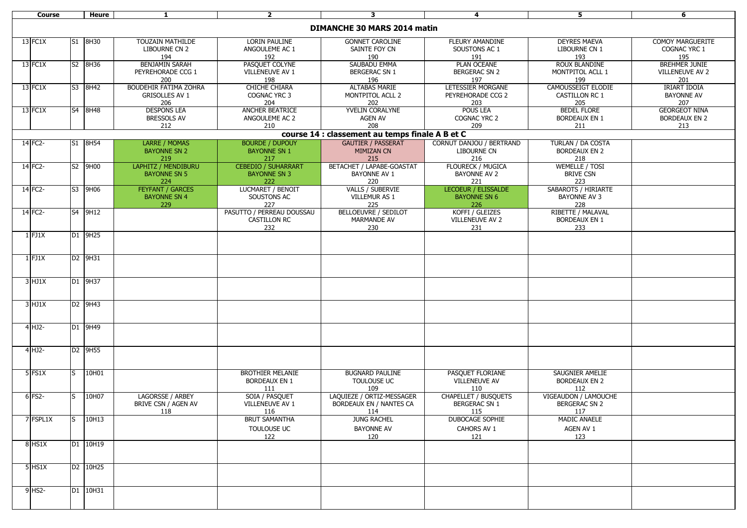| Course | | Heure | 1 | 2 | 3 | 4 | 5 | 6 |
|---|---|---|---|---|---|---|---|---|
| **DIMANCHE 30 MARS 2014 matin** | | | | | | | | |
| 13 | FC1X | S1 8H30 | TOUZAIN MATHILDE LIBOURNE CN 2 194 | LORIN PAULINE ANGOULEME AC 1 192 | GONNET CAROLINE SAINTE FOY CN 190 | FLEURY AMANDINE SOUSTONS AC 1 191 | DEYRES MAEVA LIBOURNE CN 1 193 | COMOY MARGUERITE COGNAC YRC 1 195 |
| 13 | FC1X | S2 8H36 | BENJAMIN SARAH PEYREHORADE CCG 1 200 | PASQUET COLYNE VILLENEUVE AV 1 198 | SAUBADU EMMA BERGERAC SN 1 196 | PLAN OCEANE BERGERAC SN 2 197 | ROUX BLANDINE MONTPITOL ACLL 1 199 | BREHMER JUNIE VILLENEUVE AV 2 201 |
| 13 | FC1X | S3 8H42 | BOUDEHIR FATIMA ZOHRA GRISOLLES AV 1 206 | CHICHE CHIARA COGNAC YRC 3 204 | ALTABAS MARIE MONTPITOL ACLL 2 202 | LETESSIER MORGANE PEYREHORADE CCG 2 203 | CAMOUSSEIGT ELODIE CASTILLON RC 1 205 | IRIART IDOIA BAYONNE AV 207 |
| 13 | FC1X | S4 8H48 | DESPONS LEA BRESSOLS AV 212 | ANCHER BEATRICE ANGOULEME AC 2 210 | YVELIN CORALYNE AGEN AV 208 | POUS LEA COGNAC YRC 2 209 | BEDEL FLORE BORDEAUX EN 1 211 | GEORGEOT NINA BORDEAUX EN 2 213 |
| **course 14 : classement au temps finale A B et C** | | | | | | | | |
| 14 | FC2- | S1 8H54 | LARRE / MOMAS BAYONNE SN 2 219 | BOURDE / DUPOUY BAYONNE SN 1 217 | GAUTIER / PASSERAT MIMIZAN CN 215 | CORNUT DANJOU / BERTRAND LIBOURNE CN 216 | TURLAN / DA COSTA BORDEAUX EN 2 218 | |
| 14 | FC2- | S2 9H00 | LAPHITZ / MENDIBURU BAYONNE SN 5 224 | CEBEDIO / SUHARRART BAYONNE SN 3 222 | BETACHET / LAPABE-GOASTAT BAYONNE AV 1 220 | FLOURECK / MUGICA BAYONNE AV 2 221 | WEMELLE / TOSI BRIVE CSN 223 | |
| 14 | FC2- | S3 9H06 | FEYFANT / GARCES BAYONNE SN 4 229 | LUCMARET / BENOIT SOUSTONS AC 227 | VALLS / SUBERVIE VILLEMUR AS 1 225 | LECOEUR / ELISSALDE BAYONNE SN 6 226 | SABAROTS / HIRIARTE BAYONNE AV 3 228 | |
| 14 | FC2- | S4 9H12 | | PASUTTO / PERREAU DOUSSAU CASTILLON RC 232 | BELLOEUVRE / SEDILOT MARMANDE AV 230 | KOFFI / GLEIZES VILLENEUVE AV 2 231 | RIBETTE / MALAVAL BORDEAUX EN 1 233 | |
| 1 | FJ1X | D1 9H25 | | | | | | |
| 1 | FJ1X | D2 9H31 | | | | | | |
| 3 | HJ1X | D1 9H37 | | | | | | |
| 3 | HJ1X | D2 9H43 | | | | | | |
| 4 | HJ2- | D1 9H49 | | | | | | |
| 4 | HJ2- | D2 9H55 | | | | | | |
| 5 | FS1X | S 10H01 | | BROTHIER MELANIE BORDEAUX EN 1 111 | BUGNARD PAULINE TOULOUSE UC 109 | PASQUET FLORIANE VILLENEUVE AV 110 | SAUGNIER AMELIE BORDEAUX EN 2 112 | |
| 6 | FS2- | S 10H07 | LAGORSSE / ARBEY BRIVE CSN / AGEN AV 118 | SOIA / PASQUET VILLENEUVE AV 1 116 | LAQUIEZE / ORTIZ-MESSAGER BORDEAUX EN / NANTES CA 114 | CHAPELLET / BUSQUETS BERGERAC SN 1 115 | VIGEAUDON / LAMOUCHE BERGERAC SN 2 117 | |
| 7 | FSPL1X | S 10H13 | | BRUT SAMANTHA TOULOUSE UC 122 | JUNG RACHEL BAYONNE AV 120 | DUBOCAGE SOPHIE CAHORS AV 1 121 | MADIC ANAELE AGEN AV 1 123 | |
| 8 | HS1X | D1 10H19 | | | | | | |
| 5 | HS1X | D2 10H25 | | | | | | |
| 9 | HS2- | D1 10H31 | | | | | | |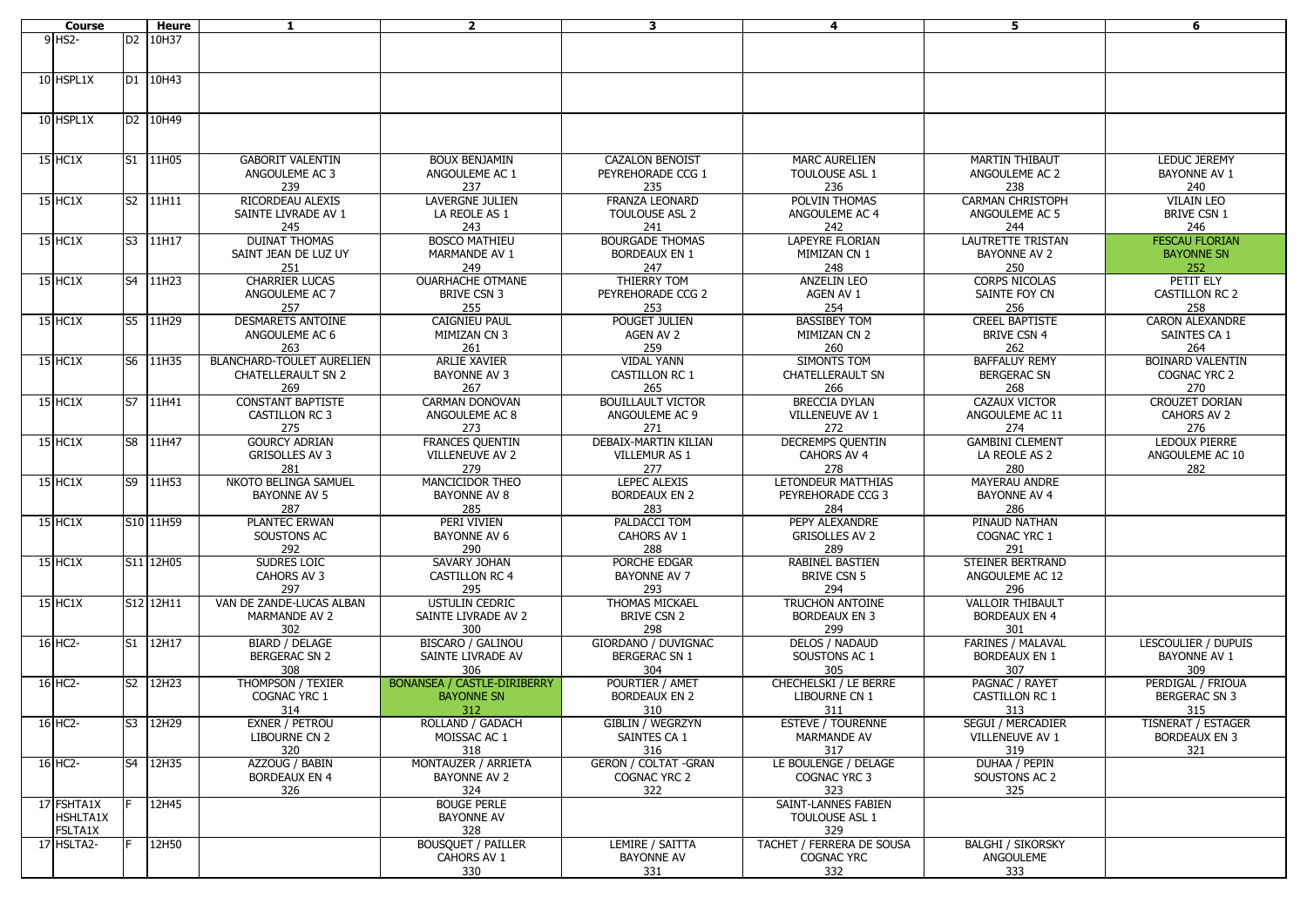| Course | | Heure | 1 | 2 | 3 | 4 | 5 | 6 |
|---|---|---|---|---|---|---|---|---|
| 9 HS2- | D2 | 10H37 | | | | | | |
| 10 HSPL1X | D1 | 10H43 | | | | | | |
| 10 HSPL1X | D2 | 10H49 | | | | | | |
| 15 HC1X | S1 | 11H05 | GABORIT VALENTIN ANGOULEME AC 3 239 | BOUX BENJAMIN ANGOULEME AC 1 237 | CAZALON BENOIST PEYREHORADE CCG 1 235 | MARC AURELIEN TOULOUSE ASL 1 236 | MARTIN THIBAUT ANGOULEME AC 2 238 | LEDUC JEREMY BAYONNE AV 1 240 |
| 15 HC1X | S2 | 11H11 | RICORDEAU ALEXIS SAINTE LIVRADE AV 1 245 | LAVERGNE JULIEN LA REOLE AS 1 243 | FRANZA LEONARD TOULOUSE ASL 2 241 | POLVIN THOMAS ANGOULEME AC 4 242 | CARMAN CHRISTOPH ANGOULEME AC 5 244 | VILAIN LEO BRIVE CSN 1 246 |
| 15 HC1X | S3 | 11H17 | DUINAT THOMAS SAINT JEAN DE LUZ UY 251 | BOSCO MATHIEU MARMANDE AV 1 249 | BOURGADE THOMAS BORDEAUX EN 1 247 | LAPEYRE FLORIAN MIMIZAN CN 1 248 | LAUTRETTE TRISTAN BAYONNE AV 2 250 | FESCAU FLORIAN BAYONNE SN 252 |
| 15 HC1X | S4 | 11H23 | CHARRIER LUCAS ANGOULEME AC 7 257 | OUARHACHE OTMANE BRIVE CSN 3 255 | THIERRY TOM PEYREHORADE CCG 2 253 | ANZELIN LEO AGEN AV 1 254 | CORPS NICOLAS SAINTE FOY CN 256 | PETIT ELY CASTILLON RC 2 258 |
| 15 HC1X | S5 | 11H29 | DESMARETS ANTOINE ANGOULEME AC 6 263 | CAIGNIEU PAUL MIMIZAN CN 3 261 | POUGET JULIEN AGEN AV 2 259 | BASSIBEY TOM MIMIZAN CN 2 260 | CREEL BAPTISTE BRIVE CSN 4 262 | CARON ALEXANDRE SAINTES CA 1 264 |
| 15 HC1X | S6 | 11H35 | BLANCHARD-TOULET AURELIEN CHATELLERAULT SN 2 269 | ARLIE XAVIER BAYONNE AV 3 267 | VIDAL YANN CASTILLON RC 1 265 | SIMONTS TOM CHATELLERAULT SN 266 | BAFFALUY REMY BERGERAC SN 268 | BOINARD VALENTIN COGNAC YRC 2 270 |
| 15 HC1X | S7 | 11H41 | CONSTANT BAPTISTE CASTILLON RC 3 275 | CARMAN DONOVAN ANGOULEME AC 8 273 | BOUILLAULT VICTOR ANGOULEME AC 9 271 | BRECCIA DYLAN VILLENEUVE AV 1 272 | CAZAUX VICTOR ANGOULEME AC 11 274 | CROUZET DORIAN CAHORS AV 2 276 |
| 15 HC1X | S8 | 11H47 | GOURCY ADRIAN GRISOLLES AV 3 281 | FRANCES QUENTIN VILLENEUVE AV 2 279 | DEBAIX-MARTIN KILIAN VILLEMUR AS 1 277 | DECREMPS QUENTIN CAHORS AV 4 278 | GAMBINI CLEMENT LA REOLE AS 2 280 | LEDOUX PIERRE ANGOULEME AC 10 282 |
| 15 HC1X | S9 | 11H53 | NKOTO BELINGA SAMUEL BAYONNE AV 5 287 | MANCICIDOR THEO BAYONNE AV 8 285 | LEPEC ALEXIS BORDEAUX EN 2 283 | LETONDEUR MATTHIAS PEYREHORADE CCG 3 284 | MAYERAU ANDRE BAYONNE AV 4 286 | |
| 15 HC1X | S10 | 11H59 | PLANTEC ERWAN SOUSTONS AC 292 | PERI VIVIEN BAYONNE AV 6 290 | PALDACCI TOM CAHORS AV 1 288 | PEPY ALEXANDRE GRISOLLES AV 2 289 | PINAUD NATHAN COGNAC YRC 1 291 | |
| 15 HC1X | S11 | 12H05 | SUDRES LOIC CAHORS AV 3 297 | SAVARY JOHAN CASTILLON RC 4 295 | PORCHE EDGAR BAYONNE AV 7 293 | RABINEL BASTIEN BRIVE CSN 5 294 | STEINER BERTRAND ANGOULEME AC 12 296 | |
| 15 HC1X | S12 | 12H11 | VAN DE ZANDE-LUCAS ALBAN MARMANDE AV 2 302 | USTULIN CEDRIC SAINTE LIVRADE AV 2 300 | THOMAS MICKAEL BRIVE CSN 2 298 | TRUCHON ANTOINE BORDEAUX EN 3 299 | VALLOIR THIBAULT BORDEAUX EN 4 301 | |
| 16 HC2- | S1 | 12H17 | BIARD / DELAGE BERGERAC SN 2 308 | BISCARO / GALINOU SAINTE LIVRADE AV 306 | GIORDANO / DUVIGNAC BERGERAC SN 1 304 | DELOS / NADAUD SOUSTONS AC 1 305 | FARINES / MALAVAL BORDEAUX EN 1 307 | LESCOULIER / DUPUIS BAYONNE AV 1 309 |
| 16 HC2- | S2 | 12H23 | THOMPSON / TEXIER COGNAC YRC 1 314 | BONANSEA / CASTLE-DIRIBERRY BAYONNE SN 312 | POURTIER / AMET BORDEAUX EN 2 310 | CHECHELSKI / LE BERRE LIBOURNE CN 1 311 | PAGNAC / RAYET CASTILLON RC 1 313 | PERDIGAL / FRIOUA BERGERAC SN 3 315 |
| 16 HC2- | S3 | 12H29 | EXNER / PETROU LIBOURNE CN 2 320 | ROLLAND / GADACH MOISSAC AC 1 318 | GIBLIN / WEGRZYN SAINTES CA 1 316 | ESTEVE / TOURENNE MARMANDE AV 317 | SEGUI / MERCADIER VILLENEUVE AV 1 319 | TISNERAT / ESTAGER BORDEAUX EN 3 321 |
| 16 HC2- | S4 | 12H35 | AZZOUG / BABIN BORDEAUX EN 4 326 | MONTAUZER / ARRIETA BAYONNE AV 2 324 | GERON / COLTAT -GRAN COGNAC YRC 2 322 | LE BOULENGE / DELAGE COGNAC YRC 3 323 | DUHAA / PEPIN SOUSTONS AC 2 325 | |
| 17 FSHTA1X HSHLTA1X FSLTA1X | F | 12H45 | | BOUGE PERLE BAYONNE AV 328 | | SAINT-LANNES FABIEN TOULOUSE ASL 1 329 | | |
| 17 HSLTA2- | F | 12H50 | | BOUSQUET / PAILLER CAHORS AV 1 330 | LEMIRE / SAITTA BAYONNE AV 331 | TACHET / FERRERA DE SOUSA COGNAC YRC 332 | BALGHI / SIKORSKY ANGOULEME 333 | |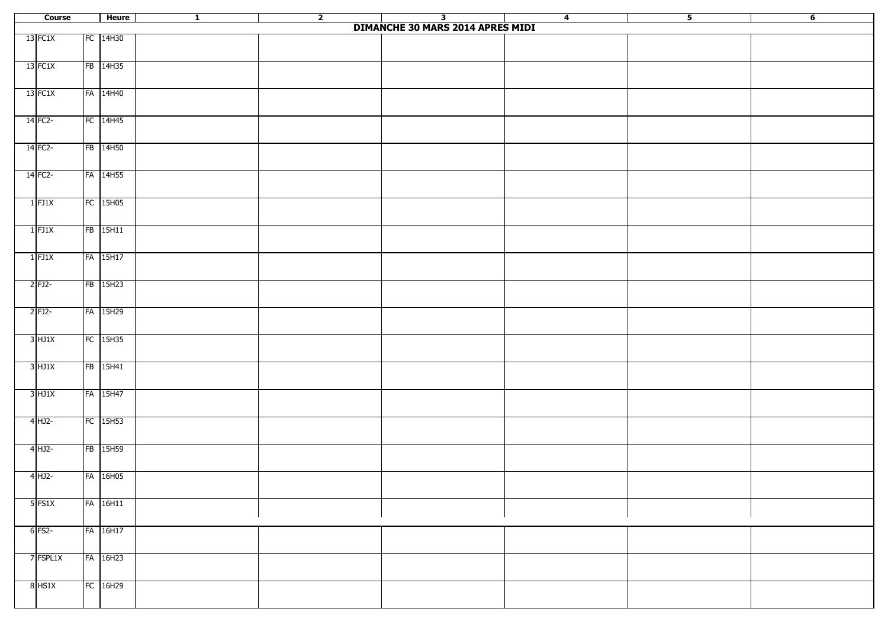| Course | | | Heure | 1 | 2 | 3 | 4 | 5 | 6 |
|---|---|---|---|---|---|---|---|---|---|
| **DIMANCHE 30 MARS 2014 APRES MIDI** | | | | | | | | | |
| 13 | FC1X | FC | 14H30 | | | | | | |
| 13 | FC1X | FB | 14H35 | | | | | | |
| 13 | FC1X | FA | 14H40 | | | | | | |
| 14 | FC2- | FC | 14H45 | | | | | | |
| 14 | FC2- | FB | 14H50 | | | | | | |
| 14 | FC2- | FA | 14H55 | | | | | | |
| 1 | FJ1X | FC | 15H05 | | | | | | |
| 1 | FJ1X | FB | 15H11 | | | | | | |
| 1 | FJ1X | FA | 15H17 | | | | | | |
| 2 | FJ2- | FB | 15H23 | | | | | | |
| 2 | FJ2- | FA | 15H29 | | | | | | |
| 3 | HJ1X | FC | 15H35 | | | | | | |
| 3 | HJ1X | FB | 15H41 | | | | | | |
| 3 | HJ1X | FA | 15H47 | | | | | | |
| 4 | HJ2- | FC | 15H53 | | | | | | |
| 4 | HJ2- | FB | 15H59 | | | | | | |
| 4 | HJ2- | FA | 16H05 | | | | | | |
| 5 | FS1X | FA | 16H11 | | | | | | |
| 6 | FS2- | FA | 16H17 | | | | | | |
| 7 | FSPL1X | FA | 16H23 | | | | | | |
| 8 | HS1X | FC | 16H29 | | | | | | |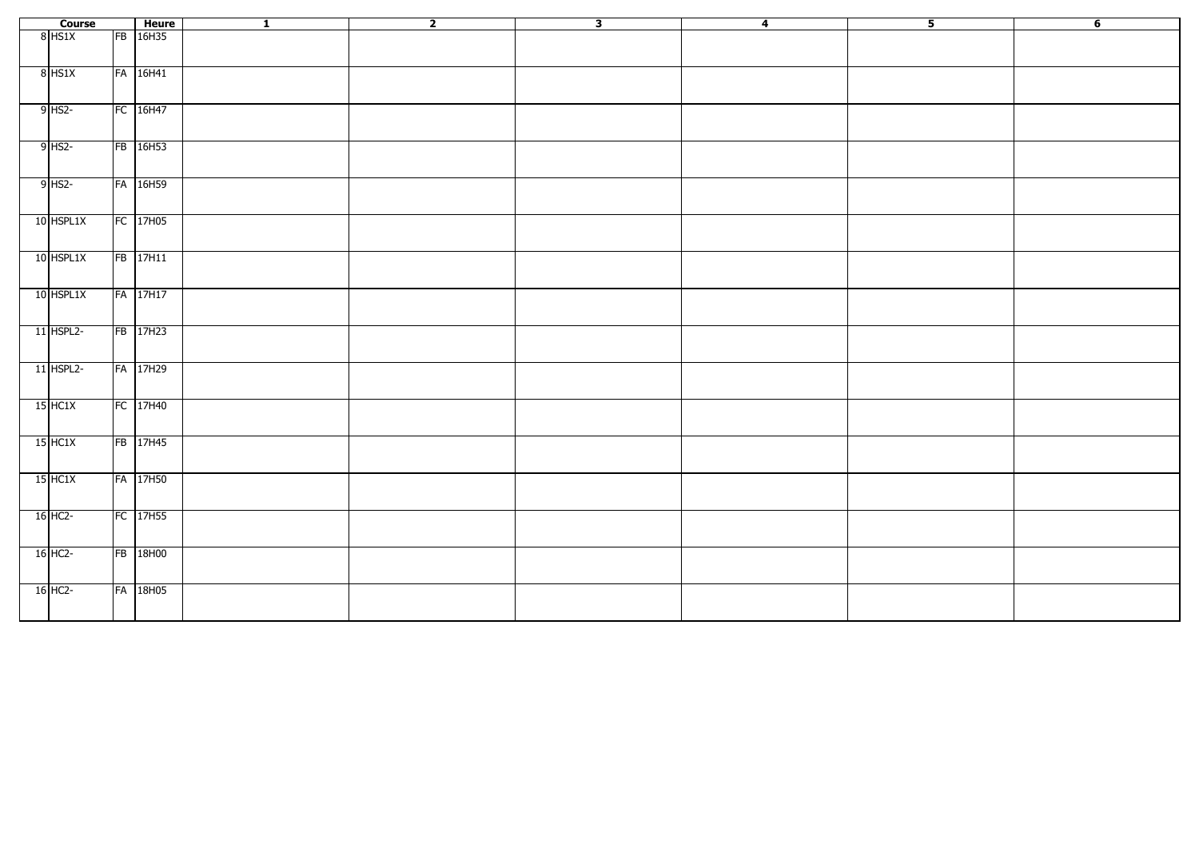| Course | | | Heure | 1 | 2 | 3 | 4 | 5 | 6 |
|---|---|---|---|---|---|---|---|---|---|
| 8 | HS1X | FB | 16H35 | | | | | | |
| 8 | HS1X | FA | 16H41 | | | | | | |
| 9 | HS2- | FC | 16H47 | | | | | | |
| 9 | HS2- | FB | 16H53 | | | | | | |
| 9 | HS2- | FA | 16H59 | | | | | | |
| 10 | HSPL1X | FC | 17H05 | | | | | | |
| 10 | HSPL1X | FB | 17H11 | | | | | | |
| 10 | HSPL1X | FA | 17H17 | | | | | | |
| 11 | HSPL2- | FB | 17H23 | | | | | | |
| 11 | HSPL2- | FA | 17H29 | | | | | | |
| 15 | HC1X | FC | 17H40 | | | | | | |
| 15 | HC1X | FB | 17H45 | | | | | | |
| 15 | HC1X | FA | 17H50 | | | | | | |
| 16 | HC2- | FC | 17H55 | | | | | | |
| 16 | HC2- | FB | 18H00 | | | | | | |
| 16 | HC2- | FA | 18H05 | | | | | | |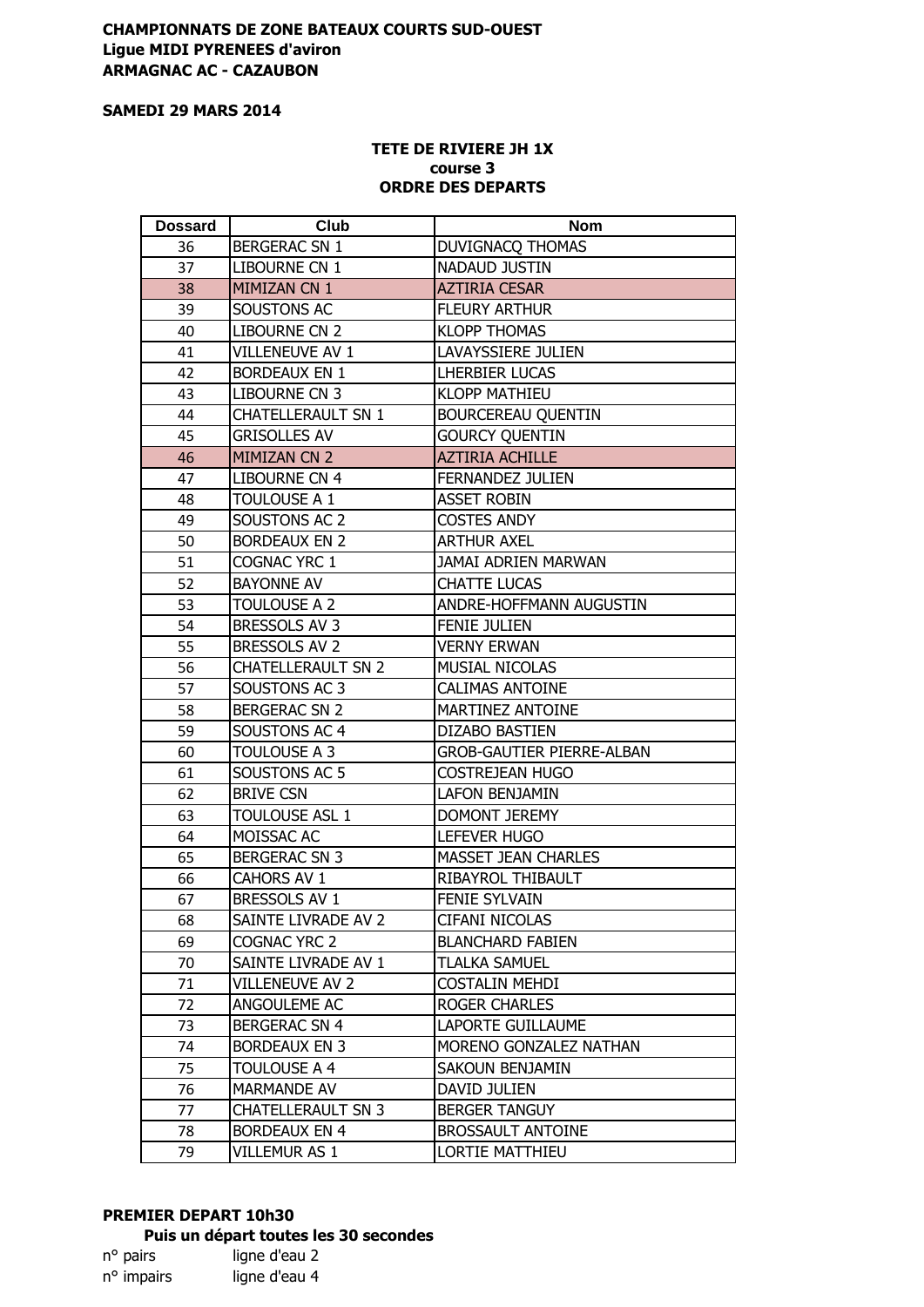**CHAMPIONNATS DE ZONE BATEAUX COURTS SUD-OUEST**
**Ligue MIDI PYRENEES d'aviron**
**ARMAGNAC AC - CAZAUBON**

**SAMEDI 29 MARS 2014**

**TETE DE RIVIERE JH 1X**
**course 3**
**ORDRE DES DEPARTS**

| Dossard | Club | Nom |
|---|---|---|
| 36 | BERGERAC SN 1 | DUVIGNACQ THOMAS |
| 37 | LIBOURNE CN 1 | NADAUD JUSTIN |
| 38 | MIMIZAN CN 1 | AZTIRIA CESAR |
| 39 | SOUSTONS AC | FLEURY ARTHUR |
| 40 | LIBOURNE CN 2 | KLOPP THOMAS |
| 41 | VILLENEUVE AV 1 | LAVAYSSIERE JULIEN |
| 42 | BORDEAUX EN 1 | LHERBIER LUCAS |
| 43 | LIBOURNE CN 3 | KLOPP MATHIEU |
| 44 | CHATELLERAULT SN 1 | BOURCEREAU QUENTIN |
| 45 | GRISOLLES AV | GOURCY QUENTIN |
| 46 | MIMIZAN CN 2 | AZTIRIA ACHILLE |
| 47 | LIBOURNE CN 4 | FERNANDEZ JULIEN |
| 48 | TOULOUSE A 1 | ASSET ROBIN |
| 49 | SOUSTONS AC 2 | COSTES ANDY |
| 50 | BORDEAUX EN 2 | ARTHUR AXEL |
| 51 | COGNAC YRC 1 | JAMAI ADRIEN MARWAN |
| 52 | BAYONNE AV | CHATTE LUCAS |
| 53 | TOULOUSE A 2 | ANDRE-HOFFMANN AUGUSTIN |
| 54 | BRESSOLS AV 3 | FENIE JULIEN |
| 55 | BRESSOLS AV 2 | VERNY ERWAN |
| 56 | CHATELLERAULT SN 2 | MUSIAL NICOLAS |
| 57 | SOUSTONS AC 3 | CALIMAS ANTOINE |
| 58 | BERGERAC SN 2 | MARTINEZ ANTOINE |
| 59 | SOUSTONS AC 4 | DIZABO BASTIEN |
| 60 | TOULOUSE A 3 | GROB-GAUTIER PIERRE-ALBAN |
| 61 | SOUSTONS AC 5 | COSTREJEAN HUGO |
| 62 | BRIVE CSN | LAFON BENJAMIN |
| 63 | TOULOUSE ASL 1 | DOMONT JEREMY |
| 64 | MOISSAC AC | LEFEVER HUGO |
| 65 | BERGERAC SN 3 | MASSET JEAN CHARLES |
| 66 | CAHORS AV 1 | RIBAYROL THIBAULT |
| 67 | BRESSOLS AV 1 | FENIE SYLVAIN |
| 68 | SAINTE LIVRADE AV 2 | CIFANI NICOLAS |
| 69 | COGNAC YRC 2 | BLANCHARD FABIEN |
| 70 | SAINTE LIVRADE AV 1 | TLALKA SAMUEL |
| 71 | VILLENEUVE AV 2 | COSTALIN MEHDI |
| 72 | ANGOULEME AC | ROGER CHARLES |
| 73 | BERGERAC SN 4 | LAPORTE GUILLAUME |
| 74 | BORDEAUX EN 3 | MORENO GONZALEZ NATHAN |
| 75 | TOULOUSE A 4 | SAKOUN BENJAMIN |
| 76 | MARMANDE AV | DAVID JULIEN |
| 77 | CHATELLERAULT SN 3 | BERGER TANGUY |
| 78 | BORDEAUX EN 4 | BROSSAULT ANTOINE |
| 79 | VILLEMUR AS 1 | LORTIE MATTHIEU |

**PREMIER DEPART 10h30**

**Puis un départ toutes les 30 secondes**

n° pairs ligne d'eau 2
n° impairs ligne d'eau 4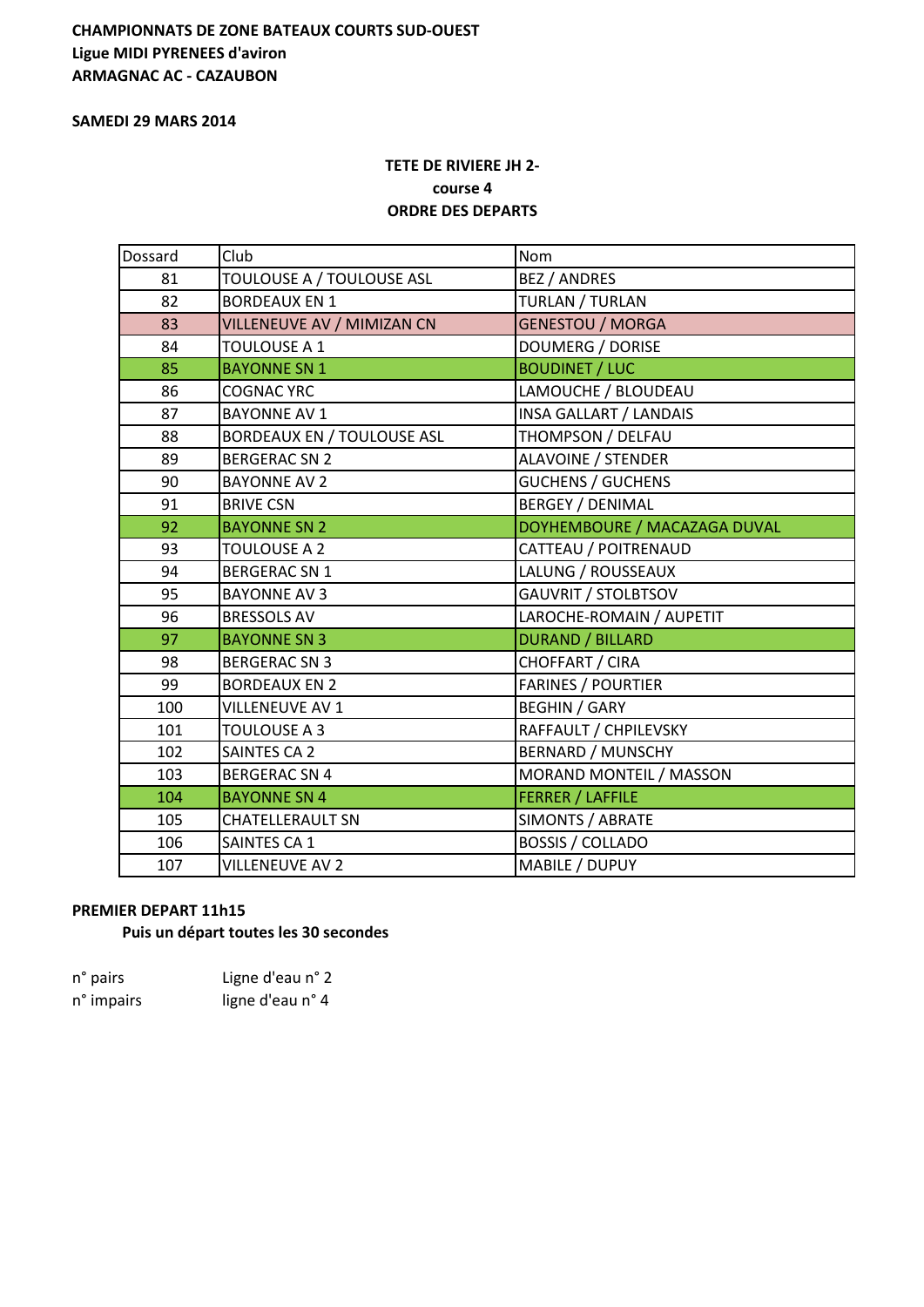**CHAMPIONNATS DE ZONE BATEAUX COURTS SUD-OUEST**
**Ligue MIDI PYRENEES d'aviron**
**ARMAGNAC AC - CAZAUBON**

**SAMEDI 29 MARS 2014**

**TETE DE RIVIERE JH 2-**
**course 4**
**ORDRE DES DEPARTS**

| Dossard | Club | Nom |
|---|---|---|
| 81 | TOULOUSE A / TOULOUSE ASL | BEZ / ANDRES |
| 82 | BORDEAUX EN 1 | TURLAN / TURLAN |
| 83 | VILLENEUVE AV / MIMIZAN CN | GENESTOU / MORGA |
| 84 | TOULOUSE A 1 | DOUMERG / DORISE |
| 85 | BAYONNE SN 1 | BOUDINET / LUC |
| 86 | COGNAC YRC | LAMOUCHE / BLOUDEAU |
| 87 | BAYONNE AV 1 | INSA GALLART / LANDAIS |
| 88 | BORDEAUX EN / TOULOUSE ASL | THOMPSON / DELFAU |
| 89 | BERGERAC SN 2 | ALAVOINE / STENDER |
| 90 | BAYONNE AV 2 | GUCHENS / GUCHENS |
| 91 | BRIVE CSN | BERGEY / DENIMAL |
| 92 | BAYONNE SN 2 | DOYHEMBOURE / MACAZAGA DUVAL |
| 93 | TOULOUSE A 2 | CATTEAU / POITRENAUD |
| 94 | BERGERAC SN 1 | LALUNG / ROUSSEAUX |
| 95 | BAYONNE AV 3 | GAUVRIT / STOLBTSOV |
| 96 | BRESSOLS AV | LAROCHE-ROMAIN / AUPETIT |
| 97 | BAYONNE SN 3 | DURAND / BILLARD |
| 98 | BERGERAC SN 3 | CHOFFART / CIRA |
| 99 | BORDEAUX EN 2 | FARINES / POURTIER |
| 100 | VILLENEUVE AV 1 | BEGHIN / GARY |
| 101 | TOULOUSE A 3 | RAFFAULT / CHPILEVSKY |
| 102 | SAINTES CA 2 | BERNARD / MUNSCHY |
| 103 | BERGERAC SN 4 | MORAND MONTEIL / MASSON |
| 104 | BAYONNE SN 4 | FERRER / LAFFILE |
| 105 | CHATELLERAULT SN | SIMONTS / ABRATE |
| 106 | SAINTES CA 1 | BOSSIS / COLLADO |
| 107 | VILLENEUVE AV 2 | MABILE / DUPUY |

**PREMIER DEPART 11h15**
**Puis un départ toutes les 30 secondes**

n° pairs — Ligne d'eau n° 2
n° impairs — ligne d'eau n° 4